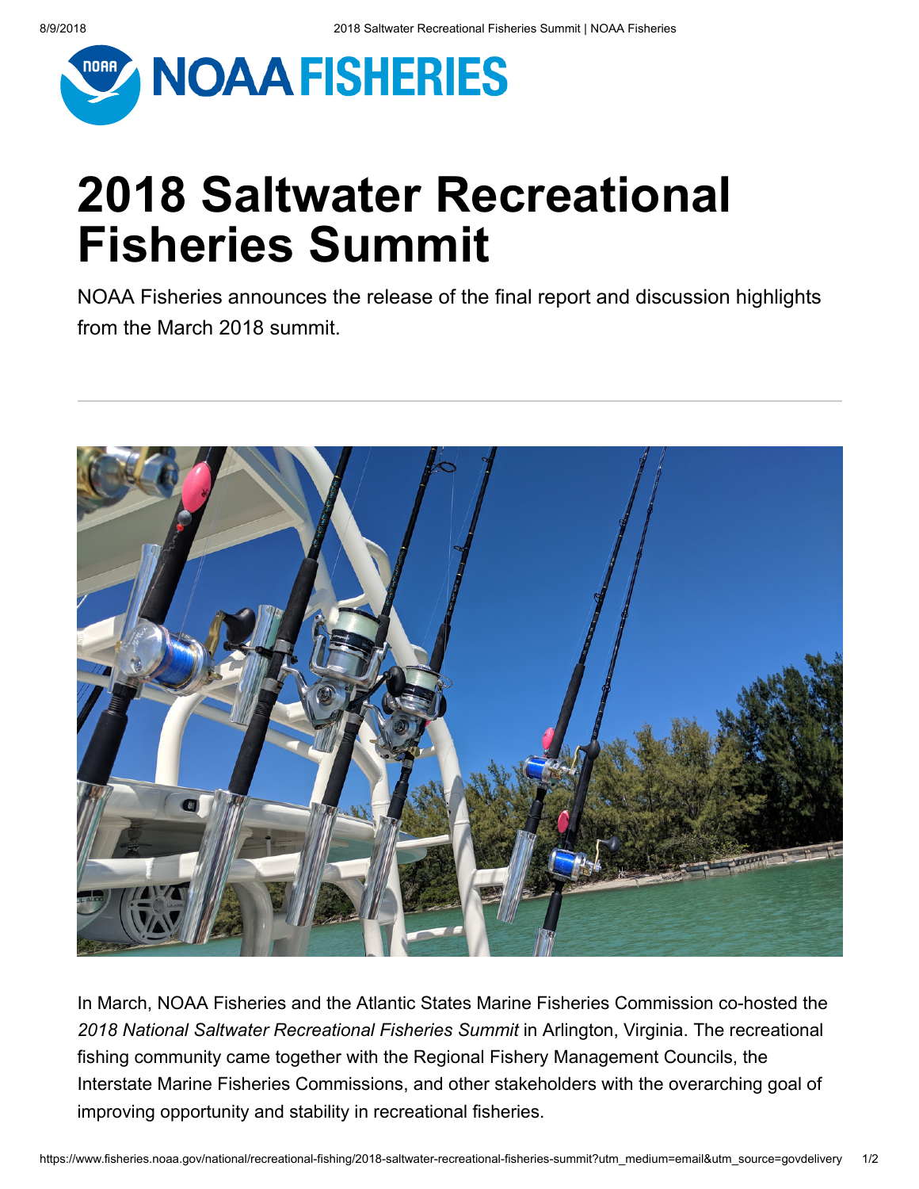# 2018 Saltwater Recreational Fisheries Summit

NOAA Fisheries announces the release of the final report and discussion highlights from the March 2018 summit.

In March, NOAA Fisheries and the Atlantic States Marine Fisheries Commission co-hosted the *2018 National Saltwater Recreational Fisheries Summit* in Arlington, Virginia. The recreational fishing community came together with the Regional Fishery Management Councils, the Interstate Marine Fisheries Commissions, and other stakeholders with the overarching goal of improving opportunity and stability in recreational fisheries.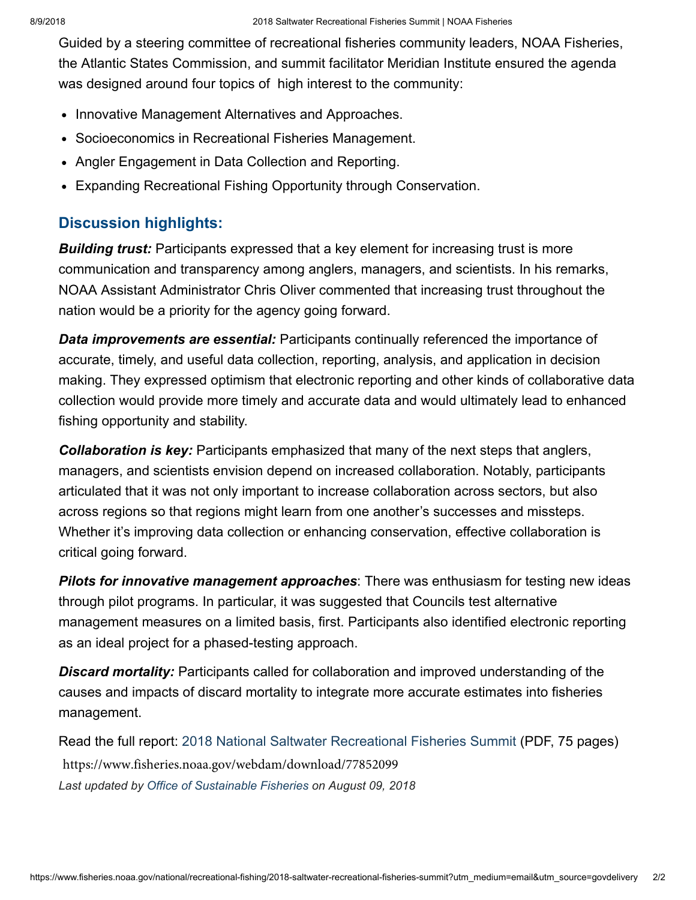Guided by a steering committee of recreational fisheries community leaders, NOAA Fisheries, the Atlantic States Commission, and summit facilitator Meridian Institute ensured the agenda was designed around four topics of high interest to the community:

- Innovative Management Alternatives and Approaches.
- Socioeconomics in Recreational Fisheries Management.
- Angler Engagement in Data Collection and Reporting.
- Expanding Recreational Fishing Opportunity through Conservation.

## Discussion highlights:

***Building trust:*** Participants expressed that a key element for increasing trust is more communication and transparency among anglers, managers, and scientists. In his remarks, NOAA Assistant Administrator Chris Oliver commented that increasing trust throughout the nation would be a priority for the agency going forward.

***Data improvements are essential:*** Participants continually referenced the importance of accurate, timely, and useful data collection, reporting, analysis, and application in decision making. They expressed optimism that electronic reporting and other kinds of collaborative data collection would provide more timely and accurate data and would ultimately lead to enhanced fishing opportunity and stability.

***Collaboration is key:*** Participants emphasized that many of the next steps that anglers, managers, and scientists envision depend on increased collaboration. Notably, participants articulated that it was not only important to increase collaboration across sectors, but also across regions so that regions might learn from one another's successes and missteps. Whether it's improving data collection or enhancing conservation, effective collaboration is critical going forward.

***Pilots for innovative management approaches***: There was enthusiasm for testing new ideas through pilot programs. In particular, it was suggested that Councils test alternative management measures on a limited basis, first. Participants also identified electronic reporting as an ideal project for a phased-testing approach.

***Discard mortality:*** Participants called for collaboration and improved understanding of the causes and impacts of discard mortality to integrate more accurate estimates into fisheries management.

Read the full report: 2018 National Saltwater Recreational Fisheries Summit (PDF, 75 pages)
https://www.fisheries.noaa.gov/webdam/download/77852099

*Last updated by Office of Sustainable Fisheries on August 09, 2018*